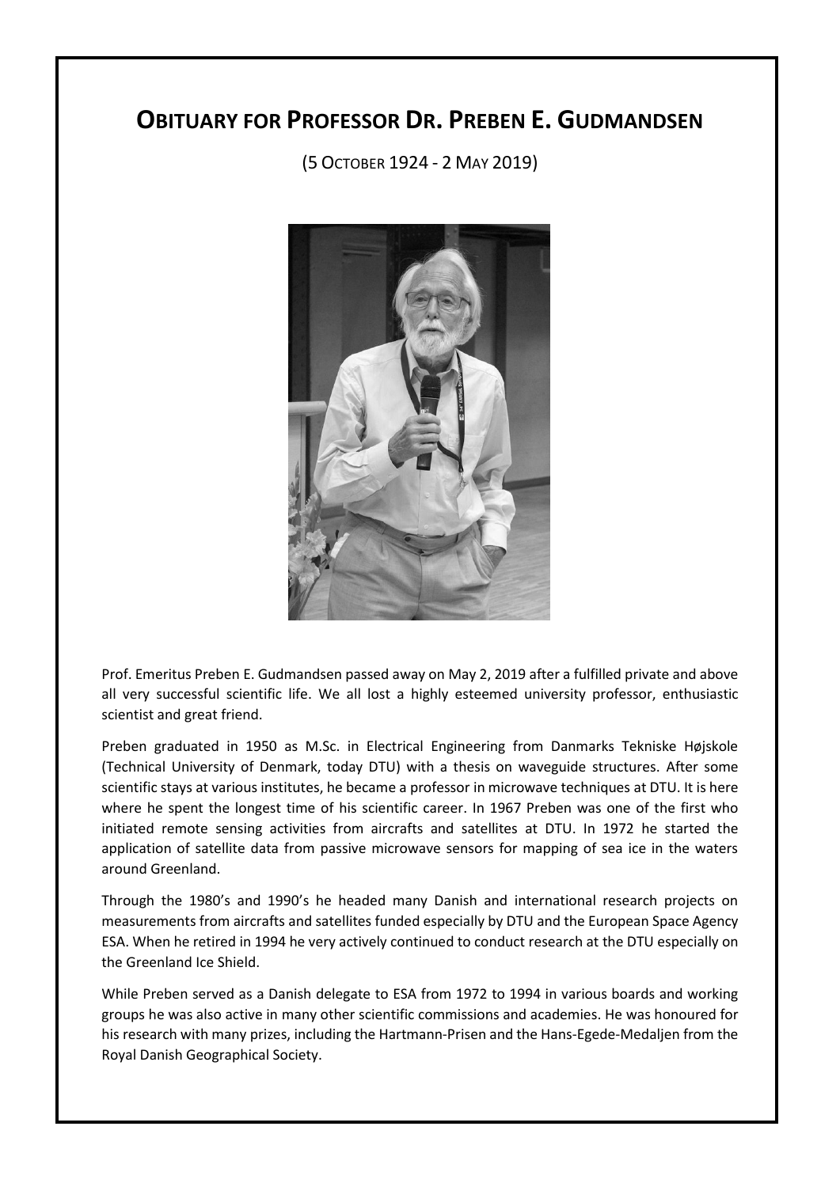# OBITUARY FOR PROFESSOR DR. PREBEN E. GUDMANDSEN

(5 OCTOBER 1924 - 2 MAY 2019)

Prof. Emeritus Preben E. Gudmandsen passed away on May 2, 2019 after a fulfilled private and above all very successful scientific life. We all lost a highly esteemed university professor, enthusiastic scientist and great friend.

Preben graduated in 1950 as M.Sc. in Electrical Engineering from Danmarks Tekniske Højskole (Technical University of Denmark, today DTU) with a thesis on waveguide structures. After some scientific stays at various institutes, he became a professor in microwave techniques at DTU. It is here where he spent the longest time of his scientific career. In 1967 Preben was one of the first who initiated remote sensing activities from aircrafts and satellites at DTU. In 1972 he started the application of satellite data from passive microwave sensors for mapping of sea ice in the waters around Greenland.

Through the 1980's and 1990's he headed many Danish and international research projects on measurements from aircrafts and satellites funded especially by DTU and the European Space Agency ESA. When he retired in 1994 he very actively continued to conduct research at the DTU especially on the Greenland Ice Shield.

While Preben served as a Danish delegate to ESA from 1972 to 1994 in various boards and working groups he was also active in many other scientific commissions and academies. He was honoured for his research with many prizes, including the Hartmann-Prisen and the Hans-Egede-Medaljen from the Royal Danish Geographical Society.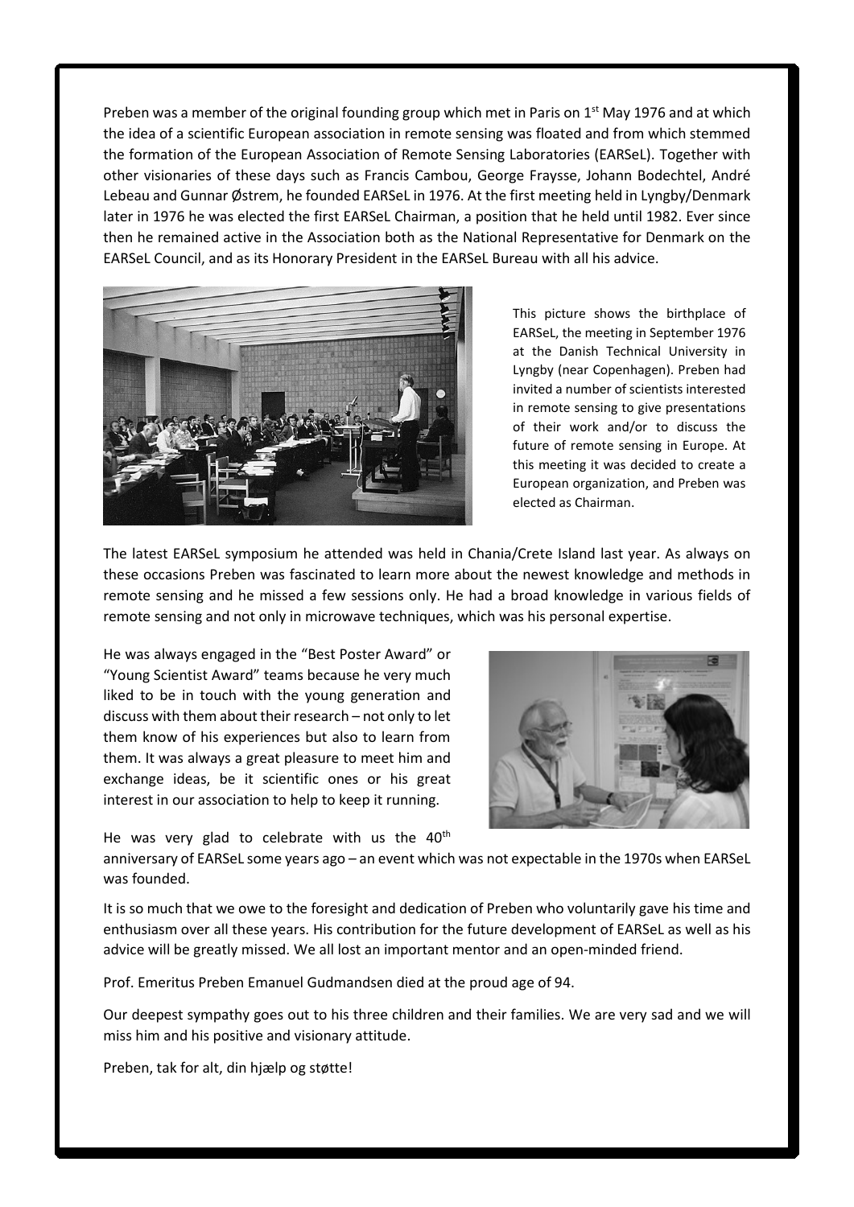Preben was a member of the original founding group which met in Paris on 1st May 1976 and at which the idea of a scientific European association in remote sensing was floated and from which stemmed the formation of the European Association of Remote Sensing Laboratories (EARSeL). Together with other visionaries of these days such as Francis Cambou, George Fraysse, Johann Bodechtel, André Lebeau and Gunnar Østrem, he founded EARSeL in 1976. At the first meeting held in Lyngby/Denmark later in 1976 he was elected the first EARSeL Chairman, a position that he held until 1982. Ever since then he remained active in the Association both as the National Representative for Denmark on the EARSeL Council, and as its Honorary President in the EARSeL Bureau with all his advice.

This picture shows the birthplace of EARSeL, the meeting in September 1976 at the Danish Technical University in Lyngby (near Copenhagen). Preben had invited a number of scientists interested in remote sensing to give presentations of their work and/or to discuss the future of remote sensing in Europe. At this meeting it was decided to create a European organization, and Preben was elected as Chairman.

The latest EARSeL symposium he attended was held in Chania/Crete Island last year. As always on these occasions Preben was fascinated to learn more about the newest knowledge and methods in remote sensing and he missed a few sessions only. He had a broad knowledge in various fields of remote sensing and not only in microwave techniques, which was his personal expertise.

He was always engaged in the "Best Poster Award" or "Young Scientist Award" teams because he very much liked to be in touch with the young generation and discuss with them about their research – not only to let them know of his experiences but also to learn from them. It was always a great pleasure to meet him and exchange ideas, be it scientific ones or his great interest in our association to help to keep it running.

He was very glad to celebrate with us the 40th anniversary of EARSeL some years ago – an event which was not expectable in the 1970s when EARSeL was founded.

It is so much that we owe to the foresight and dedication of Preben who voluntarily gave his time and enthusiasm over all these years. His contribution for the future development of EARSeL as well as his advice will be greatly missed. We all lost an important mentor and an open-minded friend.

Prof. Emeritus Preben Emanuel Gudmandsen died at the proud age of 94.

Our deepest sympathy goes out to his three children and their families. We are very sad and we will miss him and his positive and visionary attitude.

Preben, tak for alt, din hjælp og støtte!